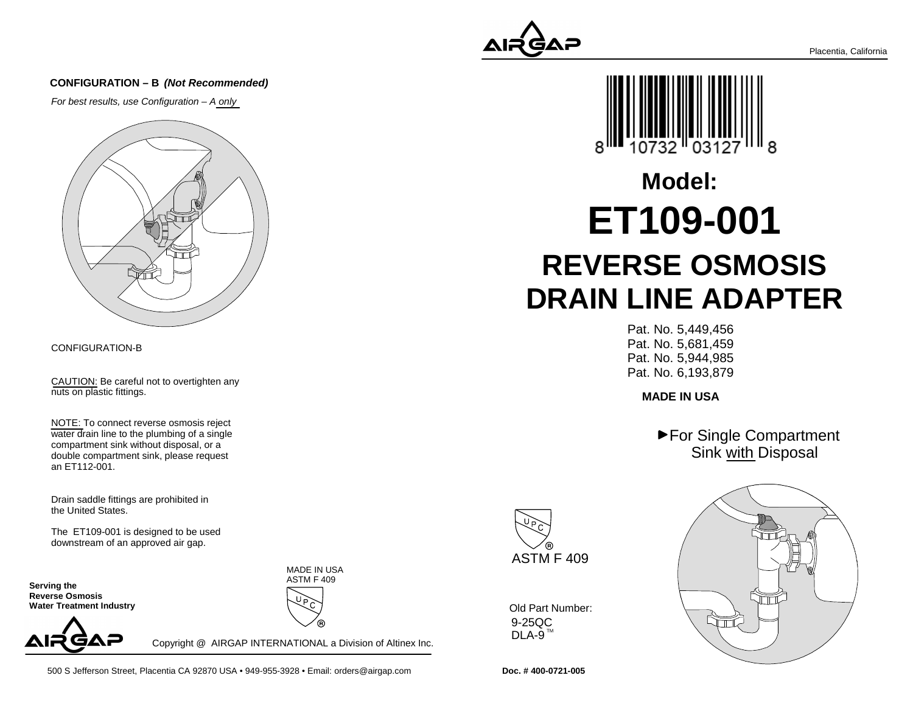## CONFIGURATION – B *(Not Recommended)*

*For best results, use Configuration – A only*

CONFIGURATION-B

CAUTION: Be careful not to overtighten any nuts on plastic fittings.

NOTE: To connect reverse osmosis reject water drain line to the plumbing of a single compartment sink without disposal, or a double compartment sink, please request an ET112-001.

Drain saddle fittings are prohibited in the United States.

The ET109-001 is designed to be used downstream of an approved air gap.

**Serving the Reverse Osmosis Water Treatment Industry**

MADE IN USA
ASTM F 409

UPC®

AIRGAP

Copyright @ AIRGAP INTERNATIONAL a Division of Altinex Inc.

500 S Jefferson Street, Placentia CA 92870 USA • 949-955-3928 • Email: orders@airgap.com

AIRGAP

Placentia, California

8 10732 03127 8

# Model:

# ET109-001

# REVERSE OSMOSIS DRAIN LINE ADAPTER

Pat. No. 5,449,456
Pat. No. 5,681,459
Pat. No. 5,944,985
Pat. No. 6,193,879

**MADE IN USA**

►For Single Compartment Sink with Disposal

UPC®
ASTM F 409

Old Part Number:
9-25QC
DLA-9™

**Doc. # 400-0721-005**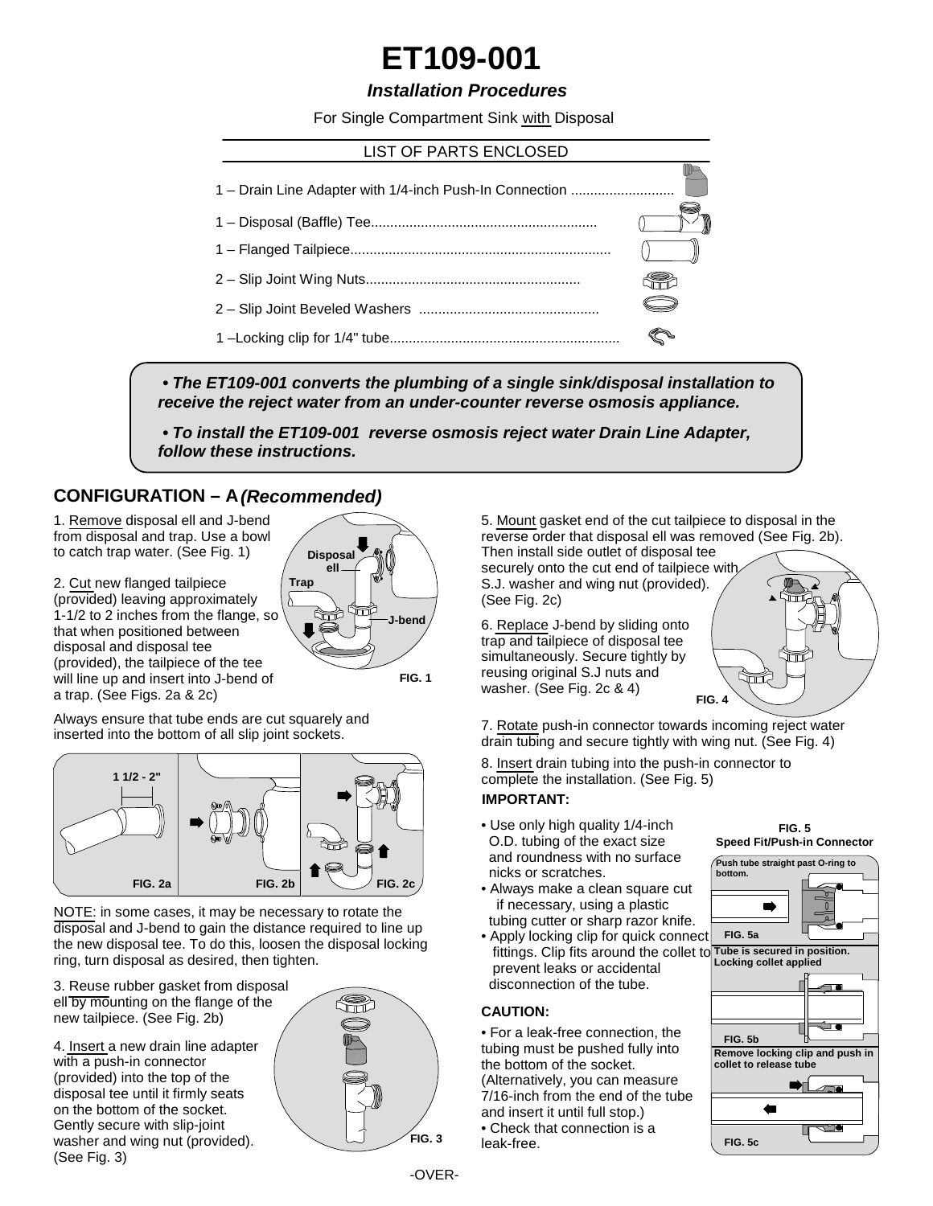# ET109-001

***Installation Procedures***

For Single Compartment Sink with Disposal

LIST OF PARTS ENCLOSED

1 – Drain Line Adapter with 1/4-inch Push-In Connection ...........................

1 – Disposal (Baffle) Tee..........................................................

1 – Flanged Tailpiece...................................................................

2 – Slip Joint Wing Nuts.......................................................

2 – Slip Joint Beveled Washers ...............................................

1 –Locking clip for 1/4" tube...........................................................

***• The ET109-001 converts the plumbing of a single sink/disposal installation to receive the reject water from an under-counter reverse osmosis appliance.***

***• To install the ET109-001 reverse osmosis reject water Drain Line Adapter, follow these instructions.***

## CONFIGURATION – A *(Recommended)*

1. Remove disposal ell and J-bend from disposal and trap. Use a bowl to catch trap water. (See Fig. 1)

2. Cut new flanged tailpiece (provided) leaving approximately 1-1/2 to 2 inches from the flange, so that when positioned between disposal and disposal tee (provided), the tailpiece of the tee will line up and insert into J-bend of a trap. (See Figs. 2a & 2c)

Disposal ell
Trap
J-bend
FIG. 1

Always ensure that tube ends are cut squarely and inserted into the bottom of all slip joint sockets.

1 1/2 - 2"
FIG. 2a
FIG. 2b
FIG. 2c

NOTE: in some cases, it may be necessary to rotate the disposal and J-bend to gain the distance required to line up the new disposal tee. To do this, loosen the disposal locking ring, turn disposal as desired, then tighten.

3. Reuse rubber gasket from disposal ell by mounting on the flange of the new tailpiece. (See Fig. 2b)

4. Insert a new drain line adapter with a push-in connector (provided) into the top of the disposal tee until it firmly seats on the bottom of the socket. Gently secure with slip-joint washer and wing nut (provided). (See Fig. 3)

FIG. 3

5. Mount gasket end of the cut tailpiece to disposal in the reverse order that disposal ell was removed (See Fig. 2b). Then install side outlet of disposal tee securely onto the cut end of tailpiece with S.J. washer and wing nut (provided). (See Fig. 2c)

6. Replace J-bend by sliding onto trap and tailpiece of disposal tee simultaneously. Secure tightly by reusing original S.J nuts and washer. (See Fig. 2c & 4)

FIG. 4

7. Rotate push-in connector towards incoming reject water drain tubing and secure tightly with wing nut. (See Fig. 4)

8. Insert drain tubing into the push-in connector to complete the installation. (See Fig. 5)

**IMPORTANT:**

- Use only high quality 1/4-inch O.D. tubing of the exact size and roundness with no surface nicks or scratches.
- Always make a clean square cut if necessary, using a plastic tubing cutter or sharp razor knife.
- Apply locking clip for quick connect fittings. Clip fits around the collet to prevent leaks or accidental disconnection of the tube.

**CAUTION:**

- For a leak-free connection, the tubing must be pushed fully into the bottom of the socket. (Alternatively, you can measure 7/16-inch from the end of the tube and insert it until full stop.)
- Check that connection is a leak-free.

**FIG. 5**
**Speed Fit/Push-in Connector**

Push tube straight past O-ring to bottom.
FIG. 5a

Tube is secured in position. Locking collet applied
FIG. 5b

Remove locking clip and push in collet to release tube
FIG. 5c

-OVER-